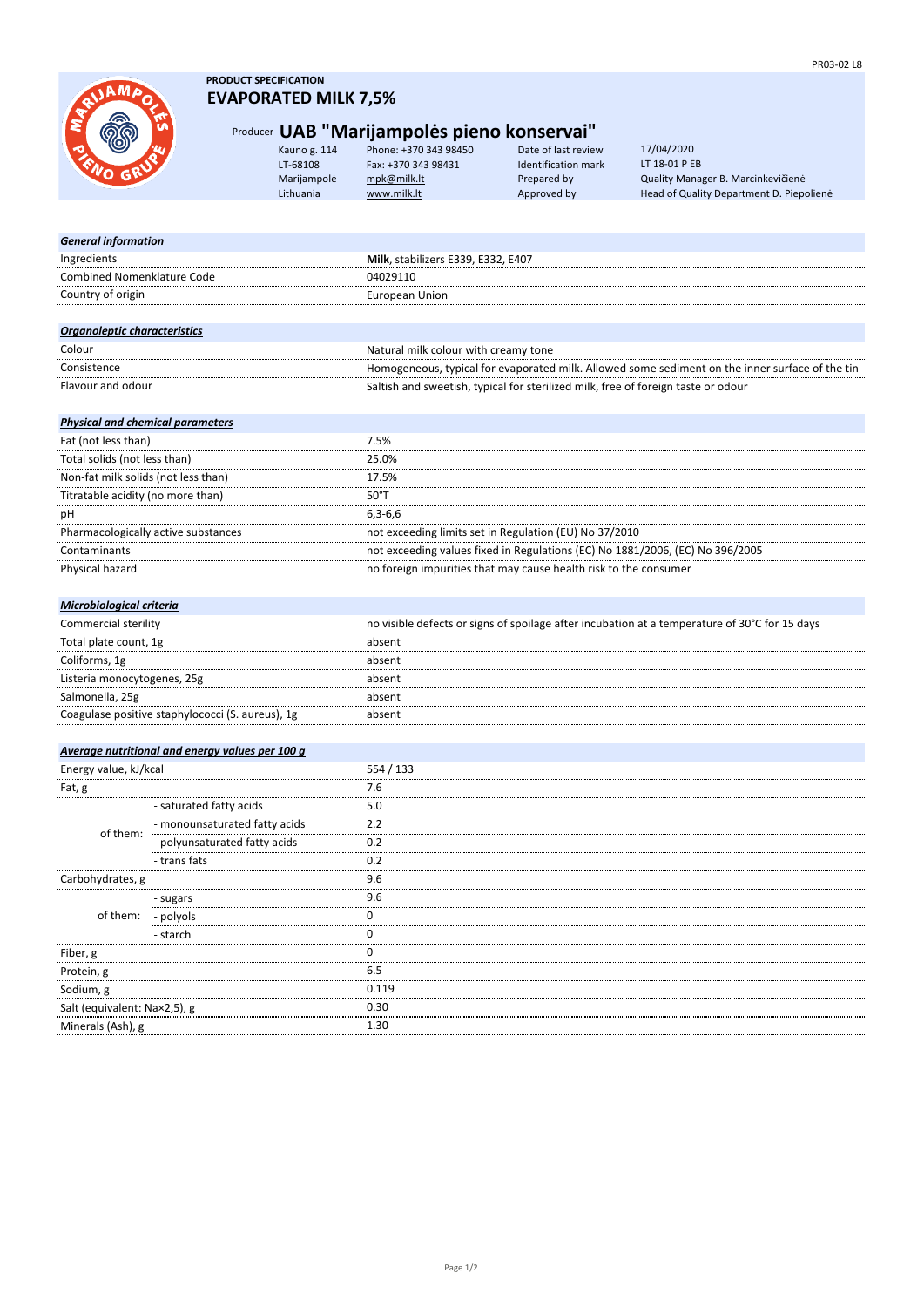PR03-02 L8

**PRODUCT SPECIFICATION**

# EVAPORATED MILK 7,5%

Producer **UAB "Marijampolės pieno konservai"**

| | | | |
|---|---|---|---|
| Kauno g. 114 | Phone: +370 343 98450 | Date of last review | 17/04/2020 |
| LT-68108 | Fax: +370 343 98431 | Identification mark | LT 18-01 P EB |
| Marijampolė | mpk@milk.lt | Prepared by | Quality Manager B. Marcinkevičienė |
| Lithuania | www.milk.lt | Approved by | Head of Quality Department D. Piepolienė |

| ***General information*** | |
|---|---|
| Ingredients | **Milk**, stabilizers E339, E332, E407 |
| Combined Nomenklature Code | 04029110 |
| Country of origin | European Union |

| ***Organoleptic characteristics*** | |
|---|---|
| Colour | Natural milk colour with creamy tone |
| Consistence | Homogeneous, typical for evaporated milk. Allowed some sediment on the inner surface of the tin |
| Flavour and odour | Saltish and sweetish, typical for sterilized milk, free of foreign taste or odour |

| ***Physical and chemical parameters*** | |
|---|---|
| Fat (not less than) | 7.5% |
| Total solids (not less than) | 25.0% |
| Non-fat milk solids (not less than) | 17.5% |
| Titratable acidity (no more than) | 50°T |
| pH | 6,3-6,6 |
| Pharmacologically active substances | not exceeding limits set in Regulation (EU) No 37/2010 |
| Contaminants | not exceeding values fixed in Regulations (EC) No 1881/2006, (EC) No 396/2005 |
| Physical hazard | no foreign impurities that may cause health risk to the consumer |

| ***Microbiological criteria*** | |
|---|---|
| Commercial sterility | no visible defects or signs of spoilage after incubation at a temperature of 30°C for 15 days |
| Total plate count, 1g | absent |
| Coliforms, 1g | absent |
| Listeria monocytogenes, 25g | absent |
| Salmonella, 25g | absent |
| Coagulase positive staphylococci (S. aureus), 1g | absent |

| ***Average nutritional and energy values per 100 g*** | | |
|---|---|---|
| Energy value, kJ/kcal | | 554 / 133 |
| Fat, g | | 7.6 |
| of them: | - saturated fatty acids | 5.0 |
| | - monounsaturated fatty acids | 2.2 |
| | - polyunsaturated fatty acids | 0.2 |
| | - trans fats | 0.2 |
| Carbohydrates, g | | 9.6 |
| of them: | - sugars | 9.6 |
| | - polyols | 0 |
| | - starch | 0 |
| Fiber, g | | 0 |
| Protein, g | | 6.5 |
| Sodium, g | | 0.119 |
| Salt (equivalent: Na×2,5), g | | 0.30 |
| Minerals (Ash), g | | 1.30 |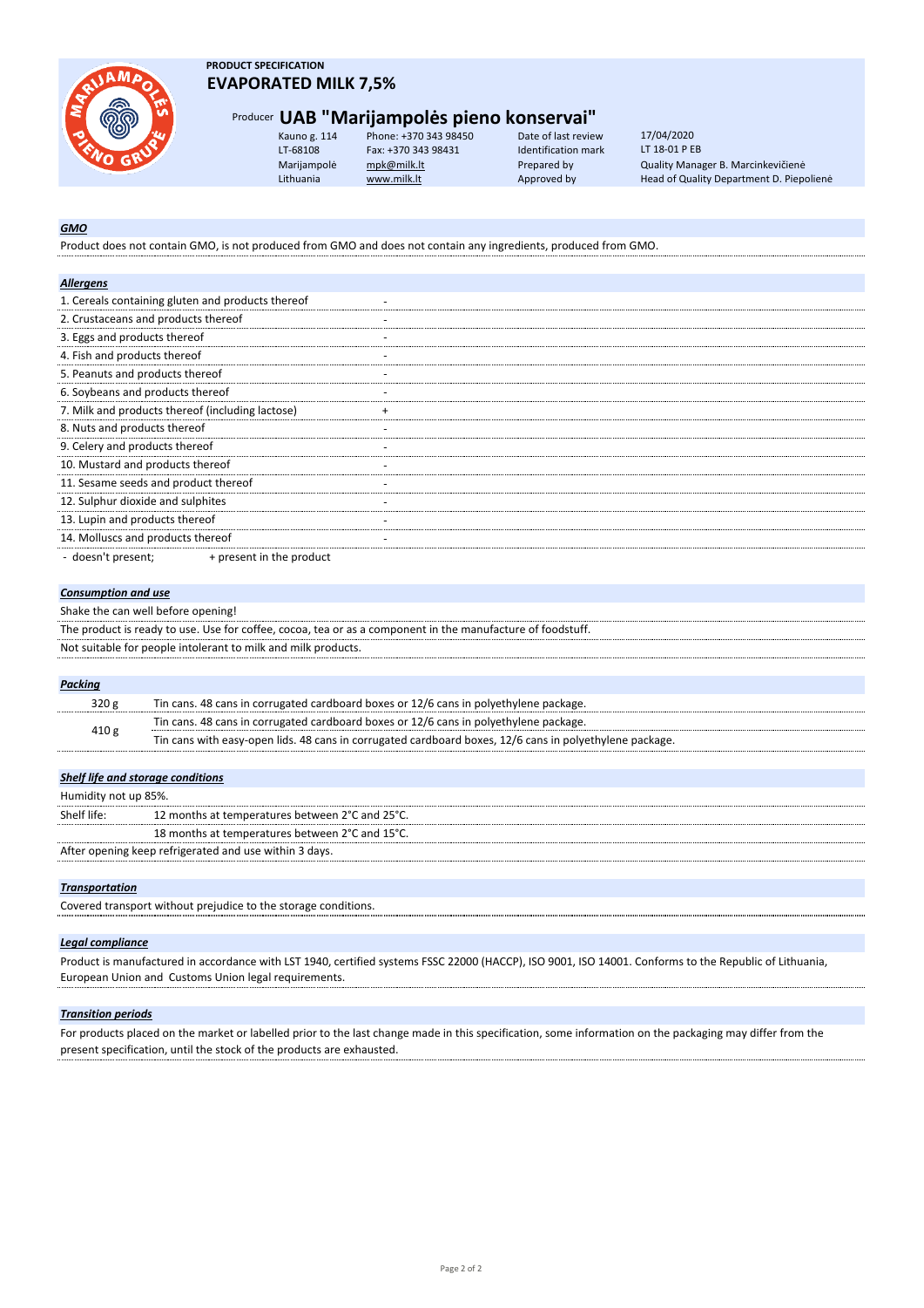**PRODUCT SPECIFICATION**

## EVAPORATED MILK 7,5%

Producer **UAB "Marijampolės pieno konservai"**

| | | | |
|---|---|---|---|
| Kauno g. 114 | Phone: +370 343 98450 | Date of last review | 17/04/2020 |
| LT-68108 | Fax: +370 343 98431 | Identification mark | LT 18-01 P EB |
| Marijampolė | mpk@milk.lt | Prepared by | Quality Manager B. Marcinkevičienė |
| Lithuania | www.milk.lt | Approved by | Head of Quality Department D. Piepolienė |

### *GMO*

Product does not contain GMO, is not produced from GMO and does not contain any ingredients, produced from GMO.

### *Allergens*

| | |
|---|---|
| 1. Cereals containing gluten and products thereof | - |
| 2. Crustaceans and products thereof | - |
| 3. Eggs and products thereof | - |
| 4. Fish and products thereof | - |
| 5. Peanuts and products thereof | - |
| 6. Soybeans and products thereof | - |
| 7. Milk and products thereof (including lactose) | + |
| 8. Nuts and products thereof | - |
| 9. Celery and products thereof | - |
| 10. Mustard and products thereof | - |
| 11. Sesame seeds and product thereof | - |
| 12. Sulphur dioxide and sulphites | - |
| 13. Lupin and products thereof | - |
| 14. Molluscs and products thereof | - |

- doesn't present; + present in the product

### *Consumption and use*

Shake the can well before opening!

The product is ready to use. Use for coffee, cocoa, tea or as a component in the manufacture of foodstuff.

Not suitable for people intolerant to milk and milk products.

### *Packing*

| | |
|---|---|
| 320 g | Tin cans. 48 cans in corrugated cardboard boxes or 12/6 cans in polyethylene package. |
| 410 g | Tin cans. 48 cans in corrugated cardboard boxes or 12/6 cans in polyethylene package. |
| | Tin cans with easy-open lids. 48 cans in corrugated cardboard boxes, 12/6 cans in polyethylene package. |

### *Shelf life and storage conditions*

Humidity not up 85%.

| | |
|---|---|
| Shelf life: | 12 months at temperatures between 2°C and 25°C. |
| | 18 months at temperatures between 2°C and 15°C. |

After opening keep refrigerated and use within 3 days.

### *Transportation*

Covered transport without prejudice to the storage conditions.

### *Legal compliance*

Product is manufactured in accordance with LST 1940, certified systems FSSC 22000 (HACCP), ISO 9001, ISO 14001. Conforms to the Republic of Lithuania, European Union and Customs Union legal requirements.

### *Transition periods*

For products placed on the market or labelled prior to the last change made in this specification, some information on the packaging may differ from the present specification, until the stock of the products are exhausted.